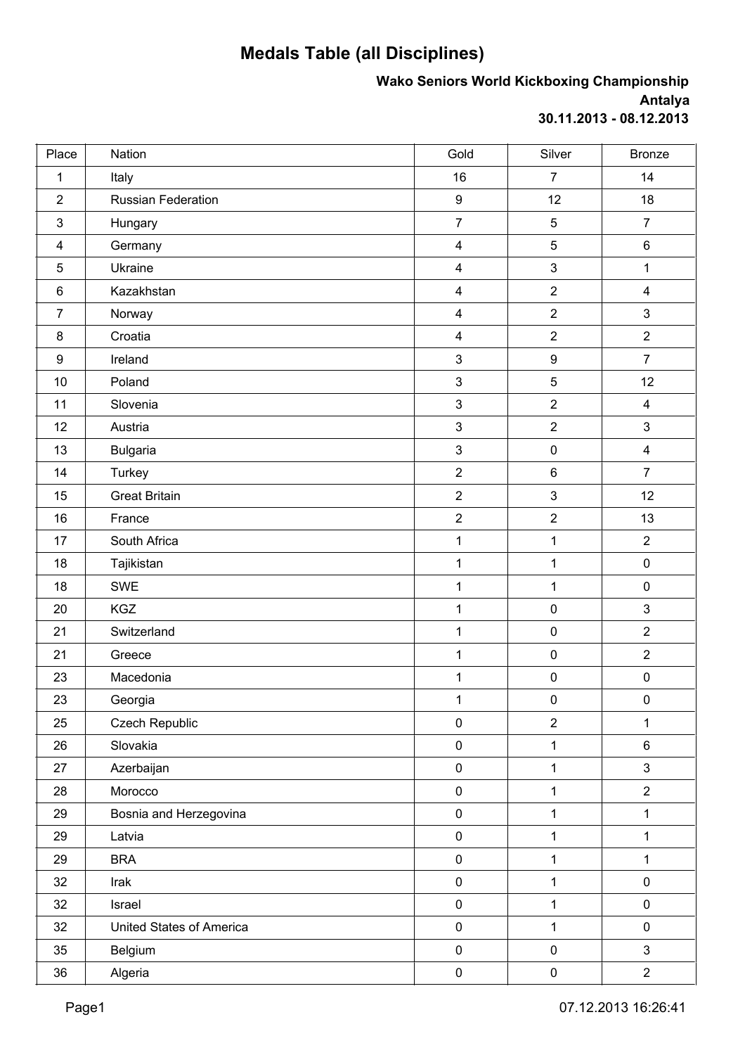# Medals Table (all Disciplines)

**Wako Seniors World Kickboxing Championship**
**Antalya**
**30.11.2013 - 08.12.2013**

| Place | Nation | Gold | Silver | Bronze |
|---|---|---|---|---|
| 1 | Italy | 16 | 7 | 14 |
| 2 | Russian Federation | 9 | 12 | 18 |
| 3 | Hungary | 7 | 5 | 7 |
| 4 | Germany | 4 | 5 | 6 |
| 5 | Ukraine | 4 | 3 | 1 |
| 6 | Kazakhstan | 4 | 2 | 4 |
| 7 | Norway | 4 | 2 | 3 |
| 8 | Croatia | 4 | 2 | 2 |
| 9 | Ireland | 3 | 9 | 7 |
| 10 | Poland | 3 | 5 | 12 |
| 11 | Slovenia | 3 | 2 | 4 |
| 12 | Austria | 3 | 2 | 3 |
| 13 | Bulgaria | 3 | 0 | 4 |
| 14 | Turkey | 2 | 6 | 7 |
| 15 | Great Britain | 2 | 3 | 12 |
| 16 | France | 2 | 2 | 13 |
| 17 | South Africa | 1 | 1 | 2 |
| 18 | Tajikistan | 1 | 1 | 0 |
| 18 | SWE | 1 | 1 | 0 |
| 20 | KGZ | 1 | 0 | 3 |
| 21 | Switzerland | 1 | 0 | 2 |
| 21 | Greece | 1 | 0 | 2 |
| 23 | Macedonia | 1 | 0 | 0 |
| 23 | Georgia | 1 | 0 | 0 |
| 25 | Czech Republic | 0 | 2 | 1 |
| 26 | Slovakia | 0 | 1 | 6 |
| 27 | Azerbaijan | 0 | 1 | 3 |
| 28 | Morocco | 0 | 1 | 2 |
| 29 | Bosnia and Herzegovina | 0 | 1 | 1 |
| 29 | Latvia | 0 | 1 | 1 |
| 29 | BRA | 0 | 1 | 1 |
| 32 | Irak | 0 | 1 | 0 |
| 32 | Israel | 0 | 1 | 0 |
| 32 | United States of America | 0 | 1 | 0 |
| 35 | Belgium | 0 | 0 | 3 |
| 36 | Algeria | 0 | 0 | 2 |

07.12.2013 16:26:41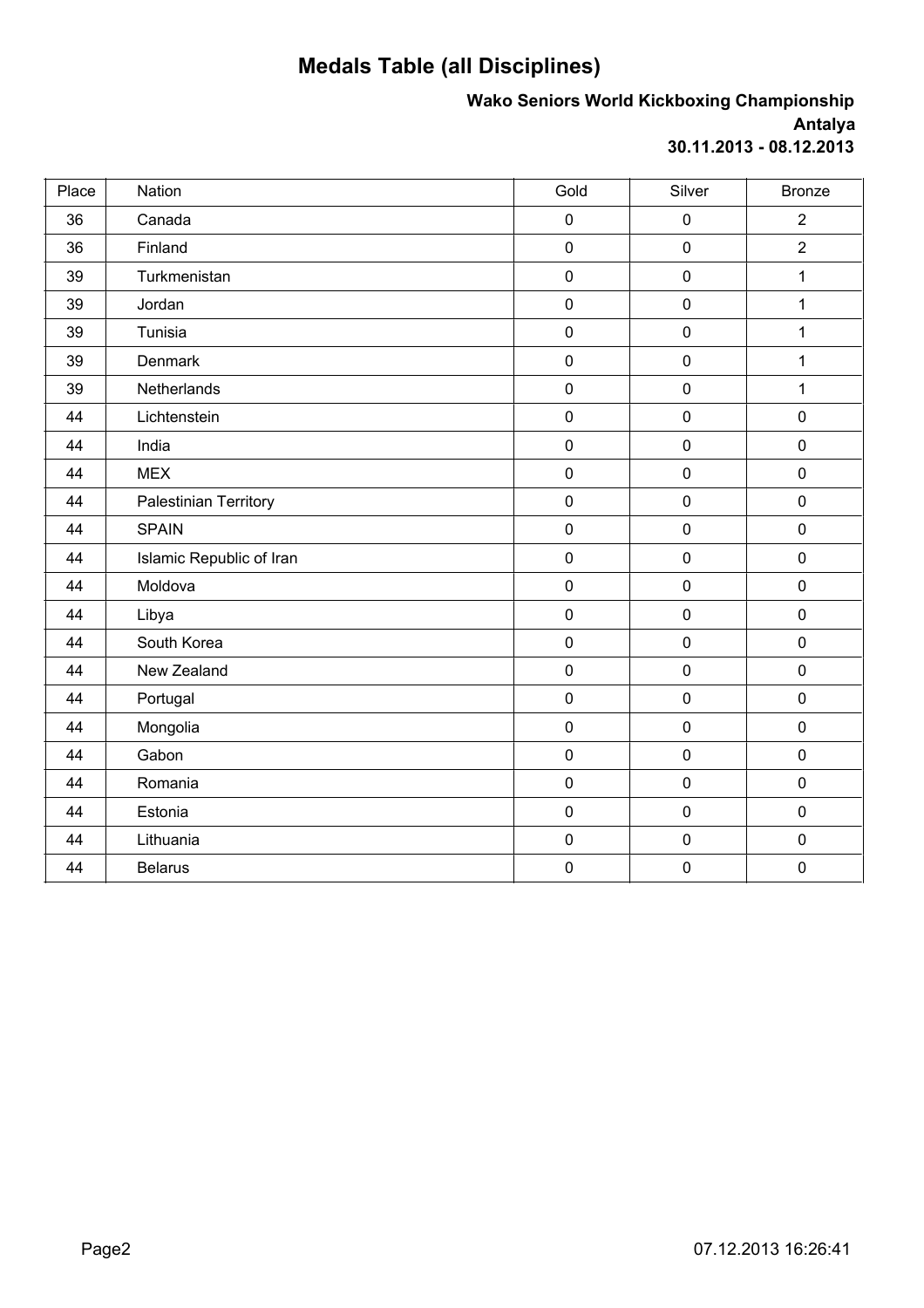# Medals Table (all Disciplines)

**Wako Seniors World Kickboxing Championship**
**Antalya**
**30.11.2013 - 08.12.2013**

| Place | Nation | Gold | Silver | Bronze |
|---|---|---|---|---|
| 36 | Canada | 0 | 0 | 2 |
| 36 | Finland | 0 | 0 | 2 |
| 39 | Turkmenistan | 0 | 0 | 1 |
| 39 | Jordan | 0 | 0 | 1 |
| 39 | Tunisia | 0 | 0 | 1 |
| 39 | Denmark | 0 | 0 | 1 |
| 39 | Netherlands | 0 | 0 | 1 |
| 44 | Lichtenstein | 0 | 0 | 0 |
| 44 | India | 0 | 0 | 0 |
| 44 | MEX | 0 | 0 | 0 |
| 44 | Palestinian Territory | 0 | 0 | 0 |
| 44 | SPAIN | 0 | 0 | 0 |
| 44 | Islamic Republic of Iran | 0 | 0 | 0 |
| 44 | Moldova | 0 | 0 | 0 |
| 44 | Libya | 0 | 0 | 0 |
| 44 | South Korea | 0 | 0 | 0 |
| 44 | New Zealand | 0 | 0 | 0 |
| 44 | Portugal | 0 | 0 | 0 |
| 44 | Mongolia | 0 | 0 | 0 |
| 44 | Gabon | 0 | 0 | 0 |
| 44 | Romania | 0 | 0 | 0 |
| 44 | Estonia | 0 | 0 | 0 |
| 44 | Lithuania | 0 | 0 | 0 |
| 44 | Belarus | 0 | 0 | 0 |

07.12.2013 16:26:41